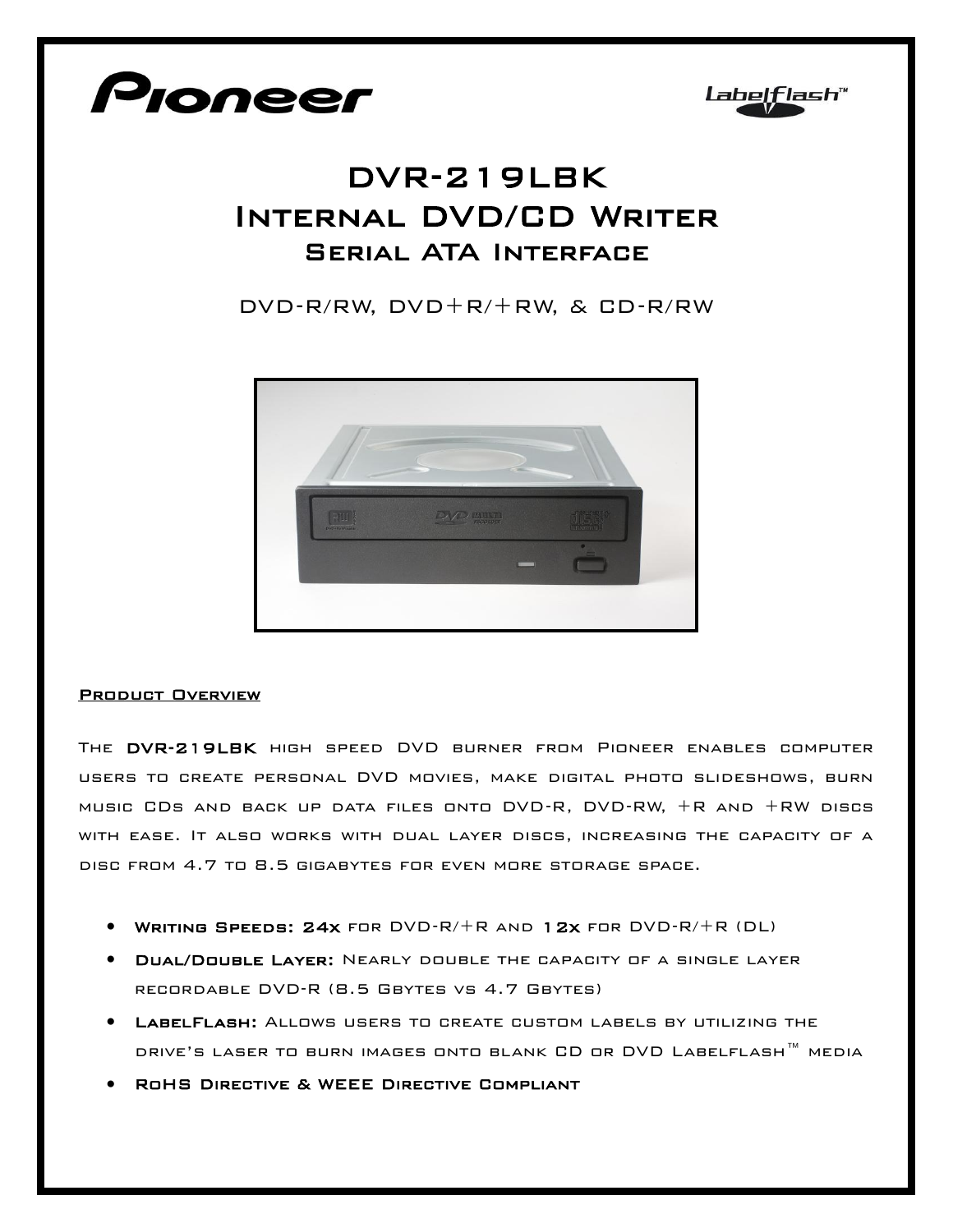# DVR-219LBK

# Internal DVD/CD Writer

## Serial ATA Interface

DVD-R/RW, DVD+R/+RW, & CD-R/RW

### Product Overview

The **DVR-219LBK** high speed DVD burner from Pioneer enables computer users to create personal DVD movies, make digital photo slideshows, burn music CDs and back up data files onto DVD-R, DVD-RW, +R and +RW discs with ease. It also works with dual layer discs, increasing the capacity of a disc from 4.7 to 8.5 gigabytes for even more storage space.

- **Writing Speeds: 24x** for DVD-R/+R and **12x** for DVD-R/+R (DL)
- **Dual/Double Layer:** Nearly double the capacity of a single layer recordable DVD-R (8.5 Gbytes vs 4.7 Gbytes)
- **LabelFlash:** Allows users to create custom labels by utilizing the drive's laser to burn images onto blank CD or DVD Labelflash™ media
- **RoHS Directive & WEEE Directive Compliant**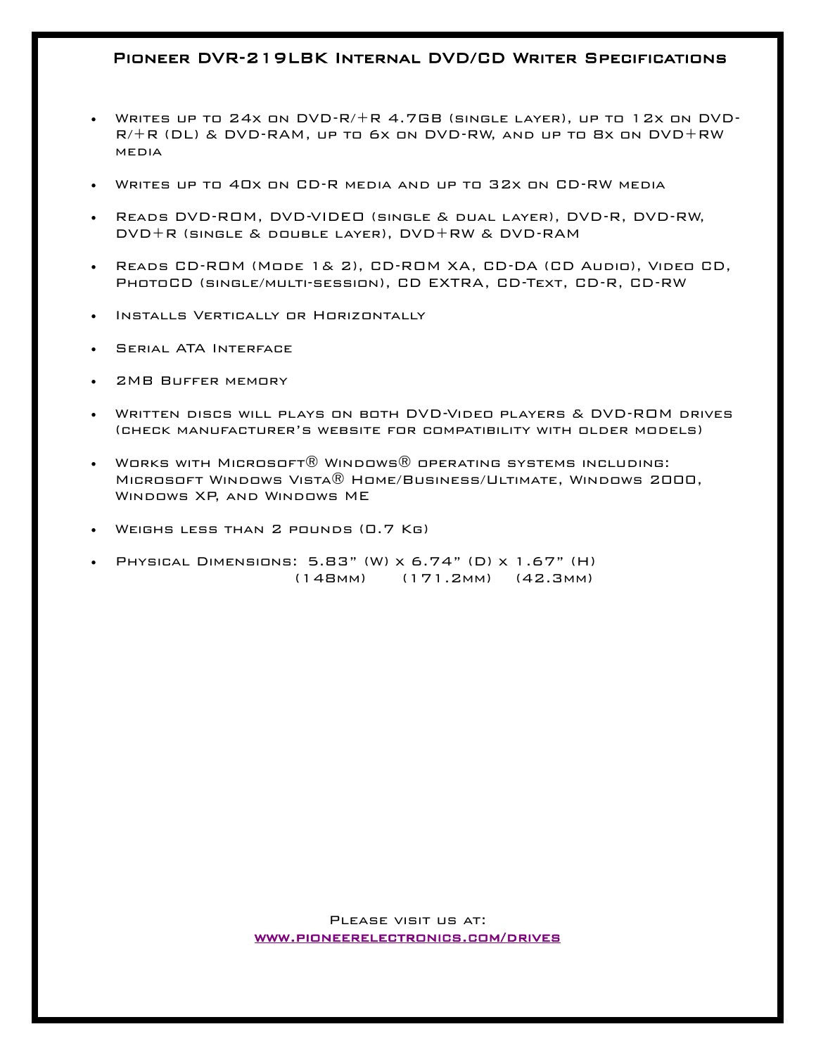# Pioneer DVR-219LBK Internal DVD/CD Writer Specifications

- Writes up to 24x on DVD-R/+R 4.7GB (single layer), up to 12x on DVD-R/+R (DL) & DVD-RAM, up to 6x on DVD-RW, and up to 8x on DVD+RW media
- Writes up to 40x on CD-R media and up to 32x on CD-RW media
- Reads DVD-ROM, DVD-VIDEO (single & dual layer), DVD-R, DVD-RW, DVD+R (single & double layer), DVD+RW & DVD-RAM
- Reads CD-ROM (Mode 1& 2), CD-ROM XA, CD-DA (CD Audio), Video CD, PhotoCD (single/multi-session), CD EXTRA, CD-Text, CD-R, CD-RW
- Installs Vertically or Horizontally
- Serial ATA Interface
- 2MB Buffer memory
- Written discs will plays on both DVD-Video players & DVD-ROM drives (check manufacturer's website for compatibility with older models)
- Works with Microsoft® Windows® operating systems including: Microsoft Windows Vista® Home/Business/Ultimate, Windows 2000, Windows XP, and Windows ME
- Weighs less than 2 pounds (0.7 Kg)
- Physical Dimensions: 5.83" (W) x 6.74" (D) x 1.67" (H)
  (148mm) (171.2mm) (42.3mm)

Please visit us at:
www.pioneerelectronics.com/drives